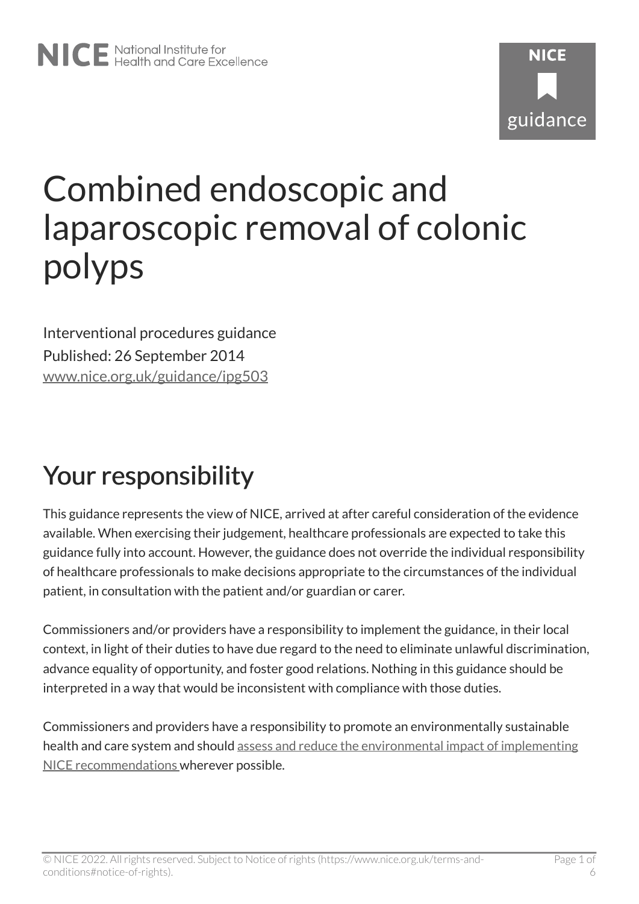# Combined endoscopic and laparoscopic removal of colonic polyps

Interventional procedures guidance

Published: 26 September 2014

www.nice.org.uk/guidance/ipg503

## Your responsibility

This guidance represents the view of NICE, arrived at after careful consideration of the evidence available. When exercising their judgement, healthcare professionals are expected to take this guidance fully into account. However, the guidance does not override the individual responsibility of healthcare professionals to make decisions appropriate to the circumstances of the individual patient, in consultation with the patient and/or guardian or carer.

Commissioners and/or providers have a responsibility to implement the guidance, in their local context, in light of their duties to have due regard to the need to eliminate unlawful discrimination, advance equality of opportunity, and foster good relations. Nothing in this guidance should be interpreted in a way that would be inconsistent with compliance with those duties.

Commissioners and providers have a responsibility to promote an environmentally sustainable health and care system and should assess and reduce the environmental impact of implementing NICE recommendations wherever possible.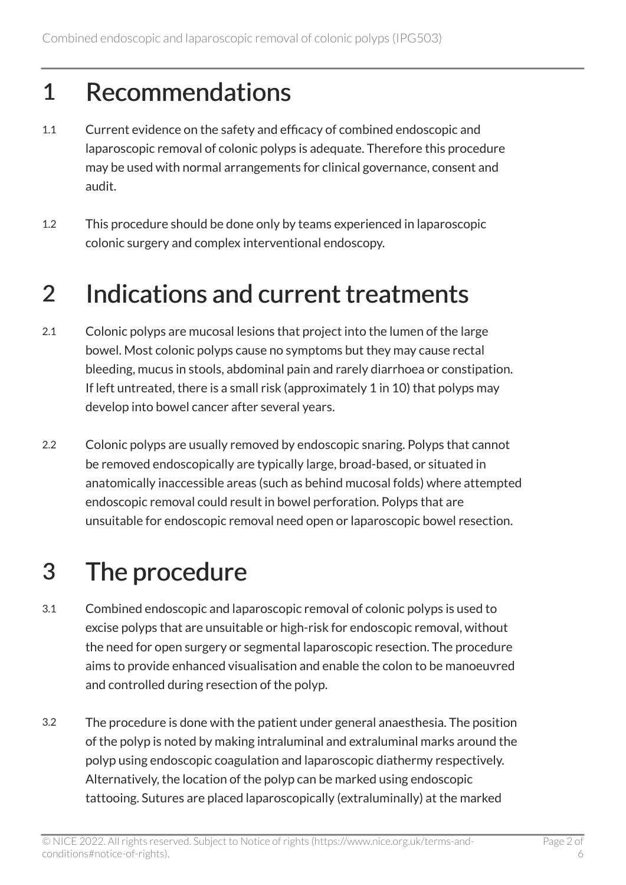# 1 Recommendations

1.1 Current evidence on the safety and efficacy of combined endoscopic and laparoscopic removal of colonic polyps is adequate. Therefore this procedure may be used with normal arrangements for clinical governance, consent and audit.

1.2 This procedure should be done only by teams experienced in laparoscopic colonic surgery and complex interventional endoscopy.

# 2 Indications and current treatments

2.1 Colonic polyps are mucosal lesions that project into the lumen of the large bowel. Most colonic polyps cause no symptoms but they may cause rectal bleeding, mucus in stools, abdominal pain and rarely diarrhoea or constipation. If left untreated, there is a small risk (approximately 1 in 10) that polyps may develop into bowel cancer after several years.

2.2 Colonic polyps are usually removed by endoscopic snaring. Polyps that cannot be removed endoscopically are typically large, broad-based, or situated in anatomically inaccessible areas (such as behind mucosal folds) where attempted endoscopic removal could result in bowel perforation. Polyps that are unsuitable for endoscopic removal need open or laparoscopic bowel resection.

# 3 The procedure

3.1 Combined endoscopic and laparoscopic removal of colonic polyps is used to excise polyps that are unsuitable or high-risk for endoscopic removal, without the need for open surgery or segmental laparoscopic resection. The procedure aims to provide enhanced visualisation and enable the colon to be manoeuvred and controlled during resection of the polyp.

3.2 The procedure is done with the patient under general anaesthesia. The position of the polyp is noted by making intraluminal and extraluminal marks around the polyp using endoscopic coagulation and laparoscopic diathermy respectively. Alternatively, the location of the polyp can be marked using endoscopic tattooing. Sutures are placed laparoscopically (extraluminally) at the marked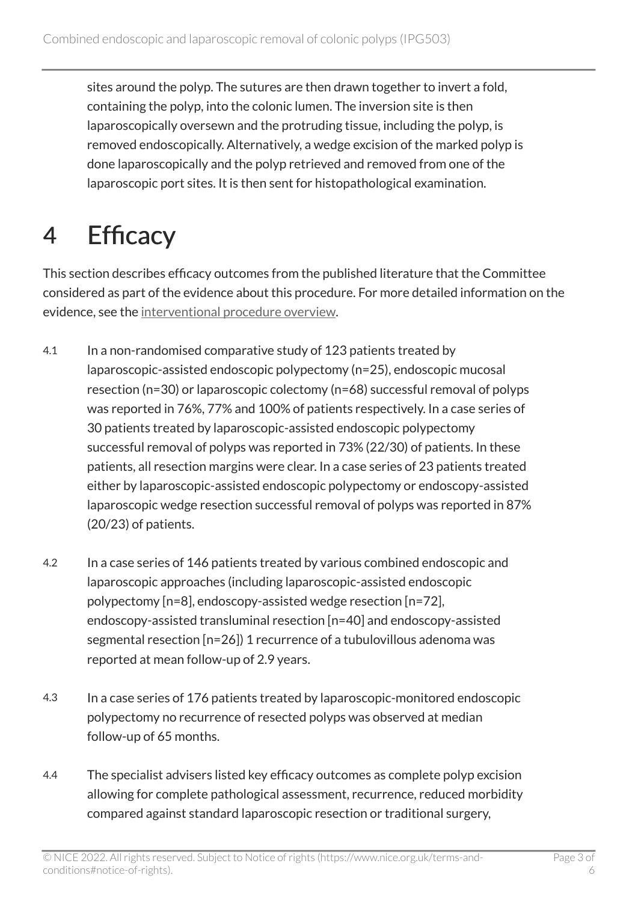sites around the polyp. The sutures are then drawn together to invert a fold, containing the polyp, into the colonic lumen. The inversion site is then laparoscopically oversewn and the protruding tissue, including the polyp, is removed endoscopically. Alternatively, a wedge excision of the marked polyp is done laparoscopically and the polyp retrieved and removed from one of the laparoscopic port sites. It is then sent for histopathological examination.

# 4 Efficacy

This section describes efficacy outcomes from the published literature that the Committee considered as part of the evidence about this procedure. For more detailed information on the evidence, see the interventional procedure overview.

4.1 In a non-randomised comparative study of 123 patients treated by laparoscopic-assisted endoscopic polypectomy (n=25), endoscopic mucosal resection (n=30) or laparoscopic colectomy (n=68) successful removal of polyps was reported in 76%, 77% and 100% of patients respectively. In a case series of 30 patients treated by laparoscopic-assisted endoscopic polypectomy successful removal of polyps was reported in 73% (22/30) of patients. In these patients, all resection margins were clear. In a case series of 23 patients treated either by laparoscopic-assisted endoscopic polypectomy or endoscopy-assisted laparoscopic wedge resection successful removal of polyps was reported in 87% (20/23) of patients.

4.2 In a case series of 146 patients treated by various combined endoscopic and laparoscopic approaches (including laparoscopic-assisted endoscopic polypectomy [n=8], endoscopy-assisted wedge resection [n=72], endoscopy-assisted transluminal resection [n=40] and endoscopy-assisted segmental resection [n=26]) 1 recurrence of a tubulovillous adenoma was reported at mean follow-up of 2.9 years.

4.3 In a case series of 176 patients treated by laparoscopic-monitored endoscopic polypectomy no recurrence of resected polyps was observed at median follow-up of 65 months.

4.4 The specialist advisers listed key efficacy outcomes as complete polyp excision allowing for complete pathological assessment, recurrence, reduced morbidity compared against standard laparoscopic resection or traditional surgery,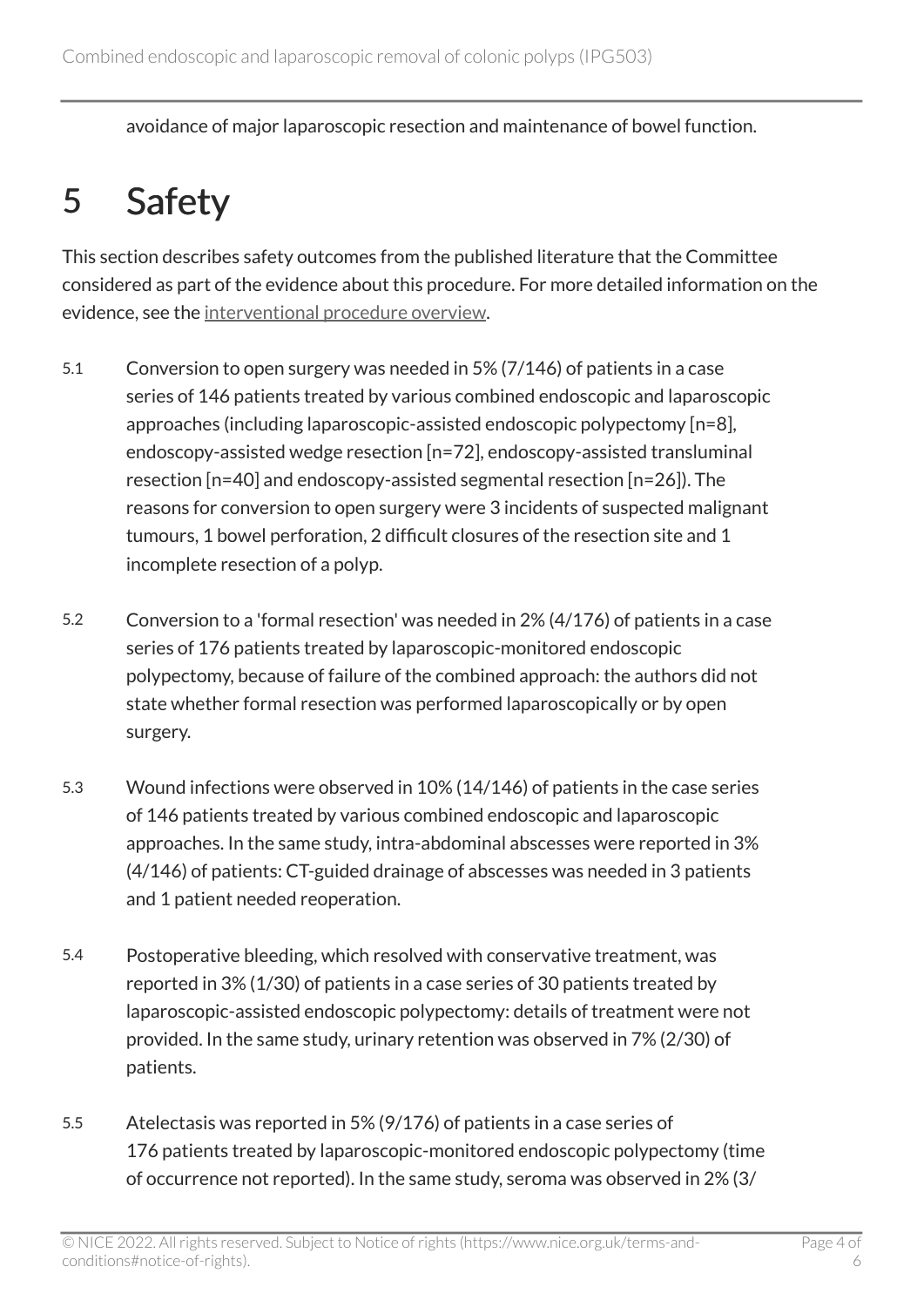avoidance of major laparoscopic resection and maintenance of bowel function.

# 5 Safety

This section describes safety outcomes from the published literature that the Committee considered as part of the evidence about this procedure. For more detailed information on the evidence, see the interventional procedure overview.

5.1 Conversion to open surgery was needed in 5% (7/146) of patients in a case series of 146 patients treated by various combined endoscopic and laparoscopic approaches (including laparoscopic-assisted endoscopic polypectomy [n=8], endoscopy-assisted wedge resection [n=72], endoscopy-assisted transluminal resection [n=40] and endoscopy-assisted segmental resection [n=26]). The reasons for conversion to open surgery were 3 incidents of suspected malignant tumours, 1 bowel perforation, 2 difficult closures of the resection site and 1 incomplete resection of a polyp.

5.2 Conversion to a 'formal resection' was needed in 2% (4/176) of patients in a case series of 176 patients treated by laparoscopic-monitored endoscopic polypectomy, because of failure of the combined approach: the authors did not state whether formal resection was performed laparoscopically or by open surgery.

5.3 Wound infections were observed in 10% (14/146) of patients in the case series of 146 patients treated by various combined endoscopic and laparoscopic approaches. In the same study, intra-abdominal abscesses were reported in 3% (4/146) of patients: CT-guided drainage of abscesses was needed in 3 patients and 1 patient needed reoperation.

5.4 Postoperative bleeding, which resolved with conservative treatment, was reported in 3% (1/30) of patients in a case series of 30 patients treated by laparoscopic-assisted endoscopic polypectomy: details of treatment were not provided. In the same study, urinary retention was observed in 7% (2/30) of patients.

5.5 Atelectasis was reported in 5% (9/176) of patients in a case series of 176 patients treated by laparoscopic-monitored endoscopic polypectomy (time of occurrence not reported). In the same study, seroma was observed in 2% (3/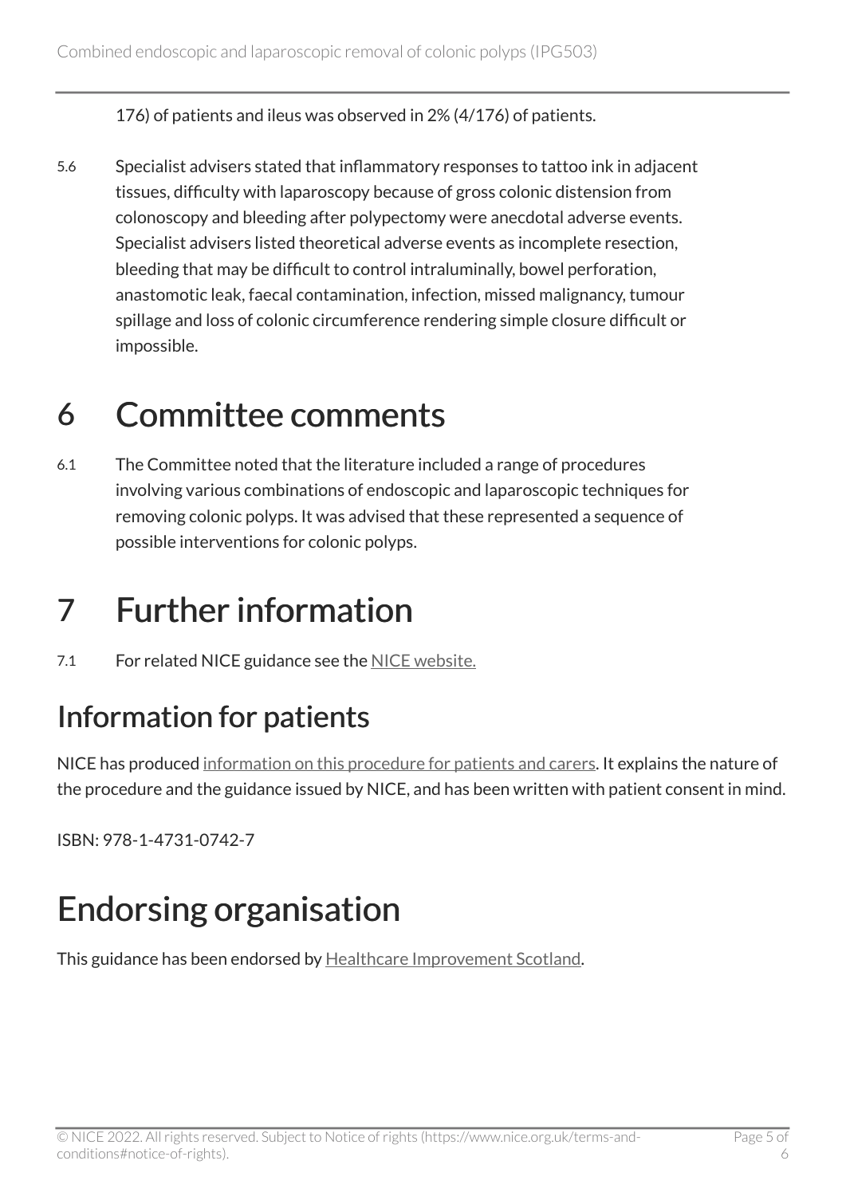176) of patients and ileus was observed in 2% (4/176) of patients.

5.6 Specialist advisers stated that inflammatory responses to tattoo ink in adjacent tissues, difficulty with laparoscopy because of gross colonic distension from colonoscopy and bleeding after polypectomy were anecdotal adverse events. Specialist advisers listed theoretical adverse events as incomplete resection, bleeding that may be difficult to control intraluminally, bowel perforation, anastomotic leak, faecal contamination, infection, missed malignancy, tumour spillage and loss of colonic circumference rendering simple closure difficult or impossible.

# 6 Committee comments

6.1 The Committee noted that the literature included a range of procedures involving various combinations of endoscopic and laparoscopic techniques for removing colonic polyps. It was advised that these represented a sequence of possible interventions for colonic polyps.

# 7 Further information

7.1 For related NICE guidance see the NICE website.

## Information for patients

NICE has produced information on this procedure for patients and carers. It explains the nature of the procedure and the guidance issued by NICE, and has been written with patient consent in mind.

ISBN: 978-1-4731-0742-7

# Endorsing organisation

This guidance has been endorsed by Healthcare Improvement Scotland.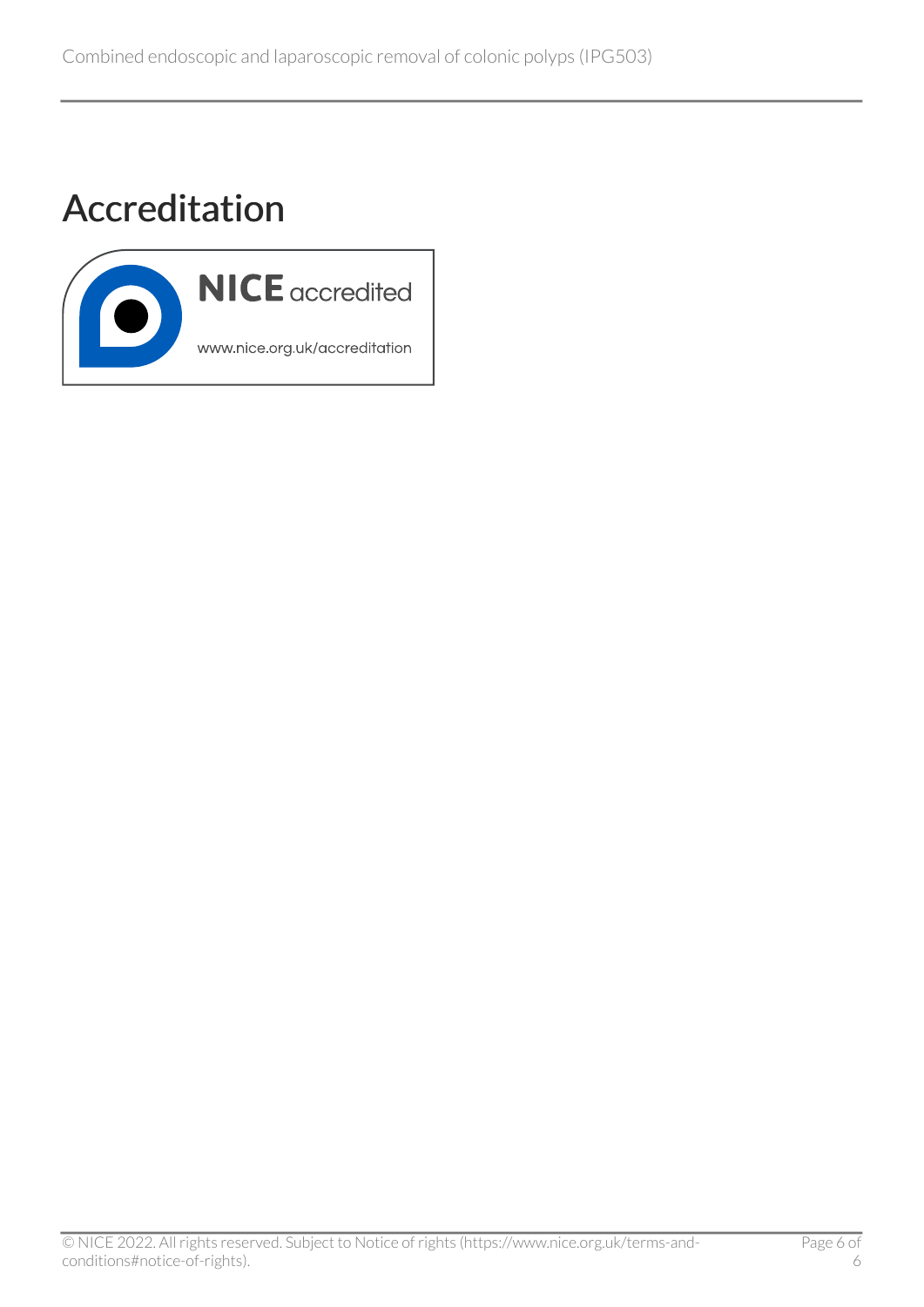# Accreditation

NICE accredited

www.nice.org.uk/accreditation